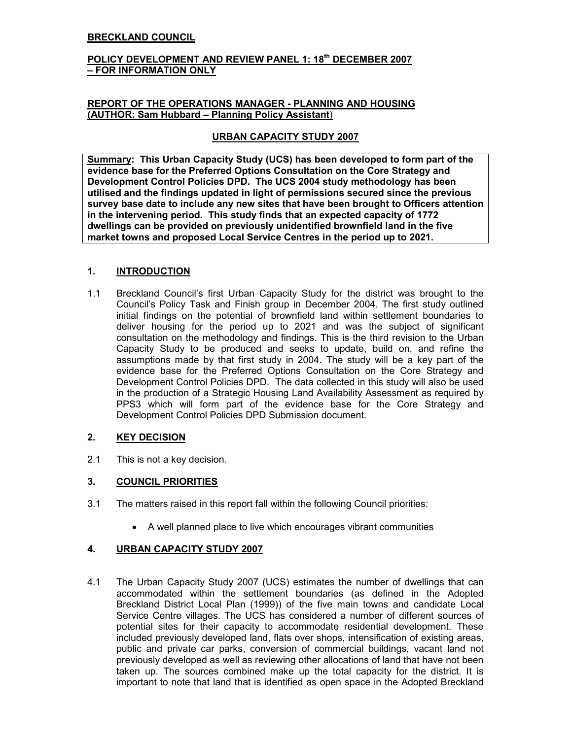**BRECKLAND COUNCIL**

**POLICY DEVELOPMENT AND REVIEW PANEL 1: 18th DECEMBER 2007 – FOR INFORMATION ONLY**

**REPORT OF THE OPERATIONS MANAGER - PLANNING AND HOUSING (AUTHOR: Sam Hubbard – Planning Policy Assistant)**

**URBAN CAPACITY STUDY 2007**

**Summary: This Urban Capacity Study (UCS) has been developed to form part of the evidence base for the Preferred Options Consultation on the Core Strategy and Development Control Policies DPD. The UCS 2004 study methodology has been utilised and the findings updated in light of permissions secured since the previous survey base date to include any new sites that have been brought to Officers attention in the intervening period. This study finds that an expected capacity of 1772 dwellings can be provided on previously unidentified brownfield land in the five market towns and proposed Local Service Centres in the period up to 2021.**

## 1. INTRODUCTION

1.1 Breckland Council's first Urban Capacity Study for the district was brought to the Council's Policy Task and Finish group in December 2004. The first study outlined initial findings on the potential of brownfield land within settlement boundaries to deliver housing for the period up to 2021 and was the subject of significant consultation on the methodology and findings. This is the third revision to the Urban Capacity Study to be produced and seeks to update, build on, and refine the assumptions made by that first study in 2004. The study will be a key part of the evidence base for the Preferred Options Consultation on the Core Strategy and Development Control Policies DPD. The data collected in this study will also be used in the production of a Strategic Housing Land Availability Assessment as required by PPS3 which will form part of the evidence base for the Core Strategy and Development Control Policies DPD Submission document.

## 2. KEY DECISION

2.1 This is not a key decision.

## 3. COUNCIL PRIORITIES

3.1 The matters raised in this report fall within the following Council priorities:

- A well planned place to live which encourages vibrant communities

## 4. URBAN CAPACITY STUDY 2007

4.1 The Urban Capacity Study 2007 (UCS) estimates the number of dwellings that can accommodated within the settlement boundaries (as defined in the Adopted Breckland District Local Plan (1999)) of the five main towns and candidate Local Service Centre villages. The UCS has considered a number of different sources of potential sites for their capacity to accommodate residential development. These included previously developed land, flats over shops, intensification of existing areas, public and private car parks, conversion of commercial buildings, vacant land not previously developed as well as reviewing other allocations of land that have not been taken up. The sources combined make up the total capacity for the district. It is important to note that land that is identified as open space in the Adopted Breckland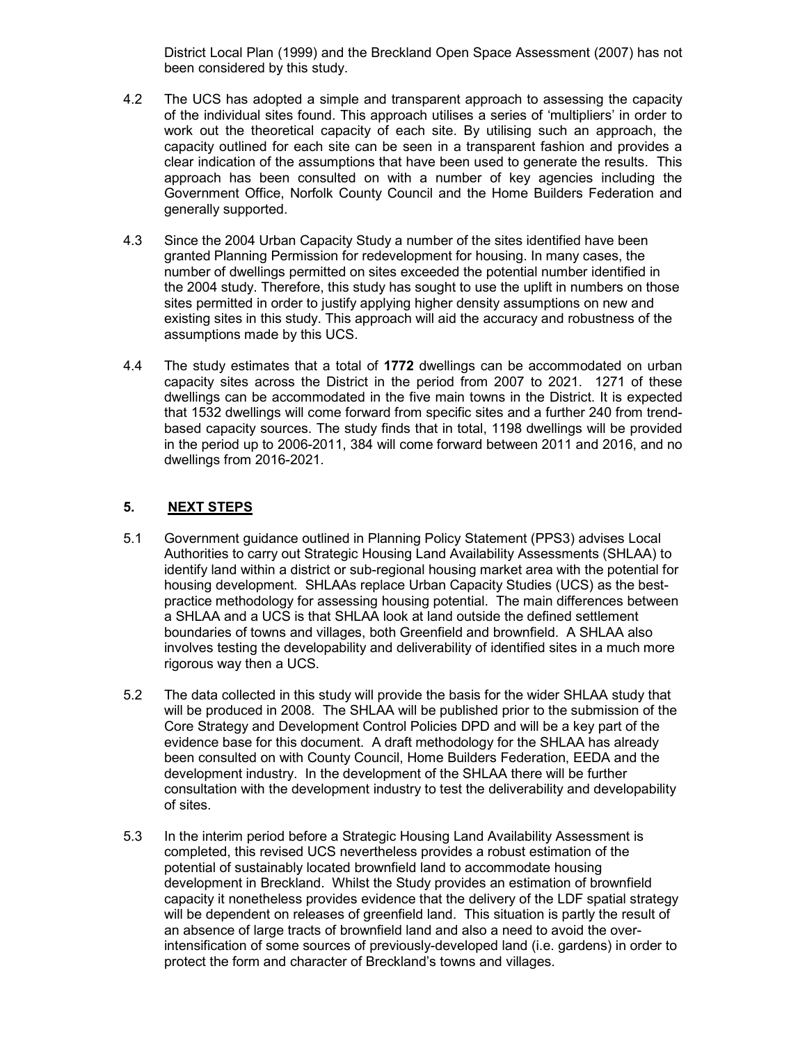District Local Plan (1999) and the Breckland Open Space Assessment (2007) has not been considered by this study.

4.2 The UCS has adopted a simple and transparent approach to assessing the capacity of the individual sites found. This approach utilises a series of 'multipliers' in order to work out the theoretical capacity of each site. By utilising such an approach, the capacity outlined for each site can be seen in a transparent fashion and provides a clear indication of the assumptions that have been used to generate the results. This approach has been consulted on with a number of key agencies including the Government Office, Norfolk County Council and the Home Builders Federation and generally supported.

4.3 Since the 2004 Urban Capacity Study a number of the sites identified have been granted Planning Permission for redevelopment for housing. In many cases, the number of dwellings permitted on sites exceeded the potential number identified in the 2004 study. Therefore, this study has sought to use the uplift in numbers on those sites permitted in order to justify applying higher density assumptions on new and existing sites in this study. This approach will aid the accuracy and robustness of the assumptions made by this UCS.

4.4 The study estimates that a total of **1772** dwellings can be accommodated on urban capacity sites across the District in the period from 2007 to 2021. 1271 of these dwellings can be accommodated in the five main towns in the District. It is expected that 1532 dwellings will come forward from specific sites and a further 240 from trend-based capacity sources. The study finds that in total, 1198 dwellings will be provided in the period up to 2006-2011, 384 will come forward between 2011 and 2016, and no dwellings from 2016-2021.

## 5. NEXT STEPS

5.1 Government guidance outlined in Planning Policy Statement (PPS3) advises Local Authorities to carry out Strategic Housing Land Availability Assessments (SHLAA) to identify land within a district or sub-regional housing market area with the potential for housing development. SHLAAs replace Urban Capacity Studies (UCS) as the best-practice methodology for assessing housing potential. The main differences between a SHLAA and a UCS is that SHLAA look at land outside the defined settlement boundaries of towns and villages, both Greenfield and brownfield. A SHLAA also involves testing the developability and deliverability of identified sites in a much more rigorous way then a UCS.

5.2 The data collected in this study will provide the basis for the wider SHLAA study that will be produced in 2008. The SHLAA will be published prior to the submission of the Core Strategy and Development Control Policies DPD and will be a key part of the evidence base for this document. A draft methodology for the SHLAA has already been consulted on with County Council, Home Builders Federation, EEDA and the development industry. In the development of the SHLAA there will be further consultation with the development industry to test the deliverability and developability of sites.

5.3 In the interim period before a Strategic Housing Land Availability Assessment is completed, this revised UCS nevertheless provides a robust estimation of the potential of sustainably located brownfield land to accommodate housing development in Breckland. Whilst the Study provides an estimation of brownfield capacity it nonetheless provides evidence that the delivery of the LDF spatial strategy will be dependent on releases of greenfield land. This situation is partly the result of an absence of large tracts of brownfield land and also a need to avoid the over-intensification of some sources of previously-developed land (i.e. gardens) in order to protect the form and character of Breckland's towns and villages.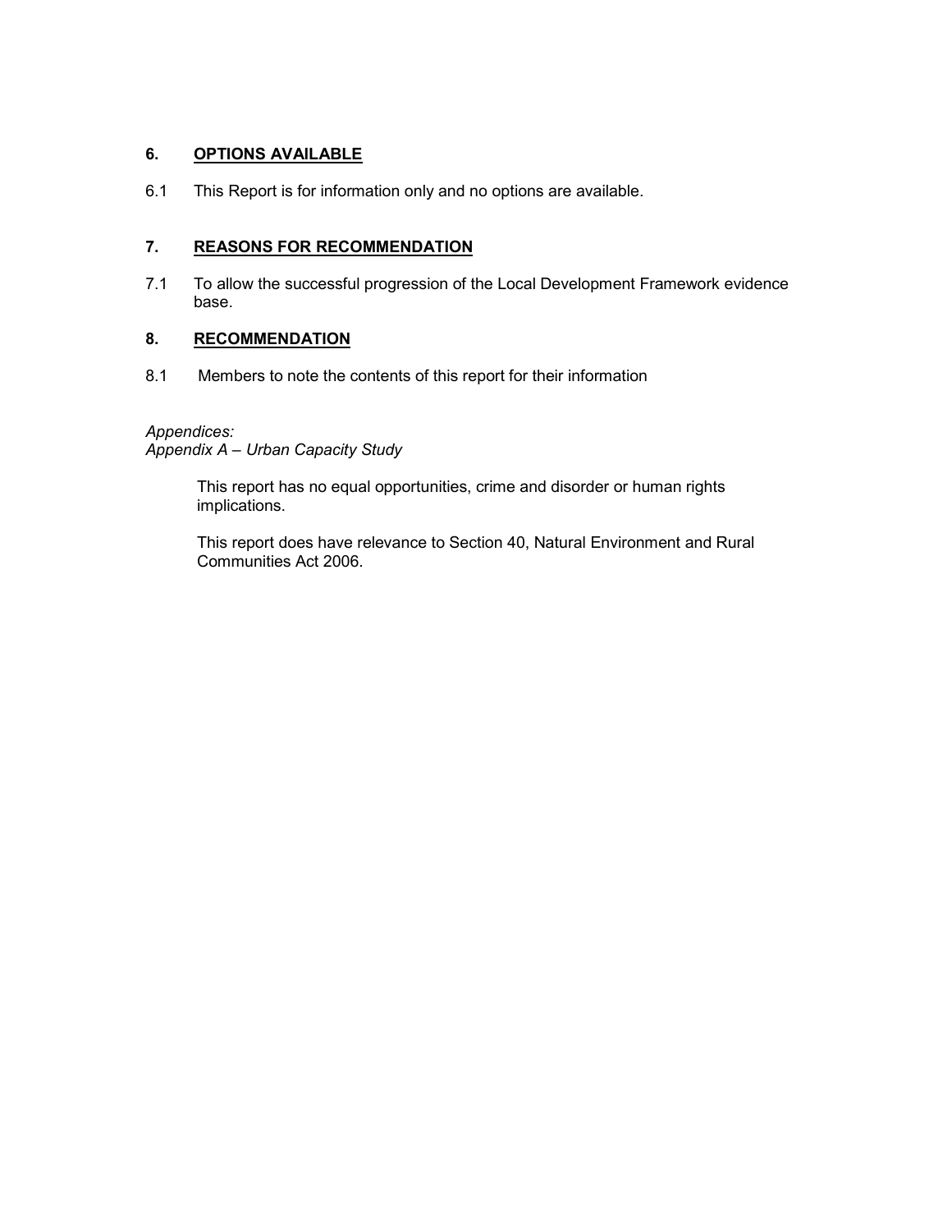## 6. OPTIONS AVAILABLE

6.1 This Report is for information only and no options are available.

## 7. REASONS FOR RECOMMENDATION

7.1 To allow the successful progression of the Local Development Framework evidence base.

## 8. RECOMMENDATION

8.1 Members to note the contents of this report for their information

*Appendices:*
*Appendix A – Urban Capacity Study*

This report has no equal opportunities, crime and disorder or human rights implications.

This report does have relevance to Section 40, Natural Environment and Rural Communities Act 2006.